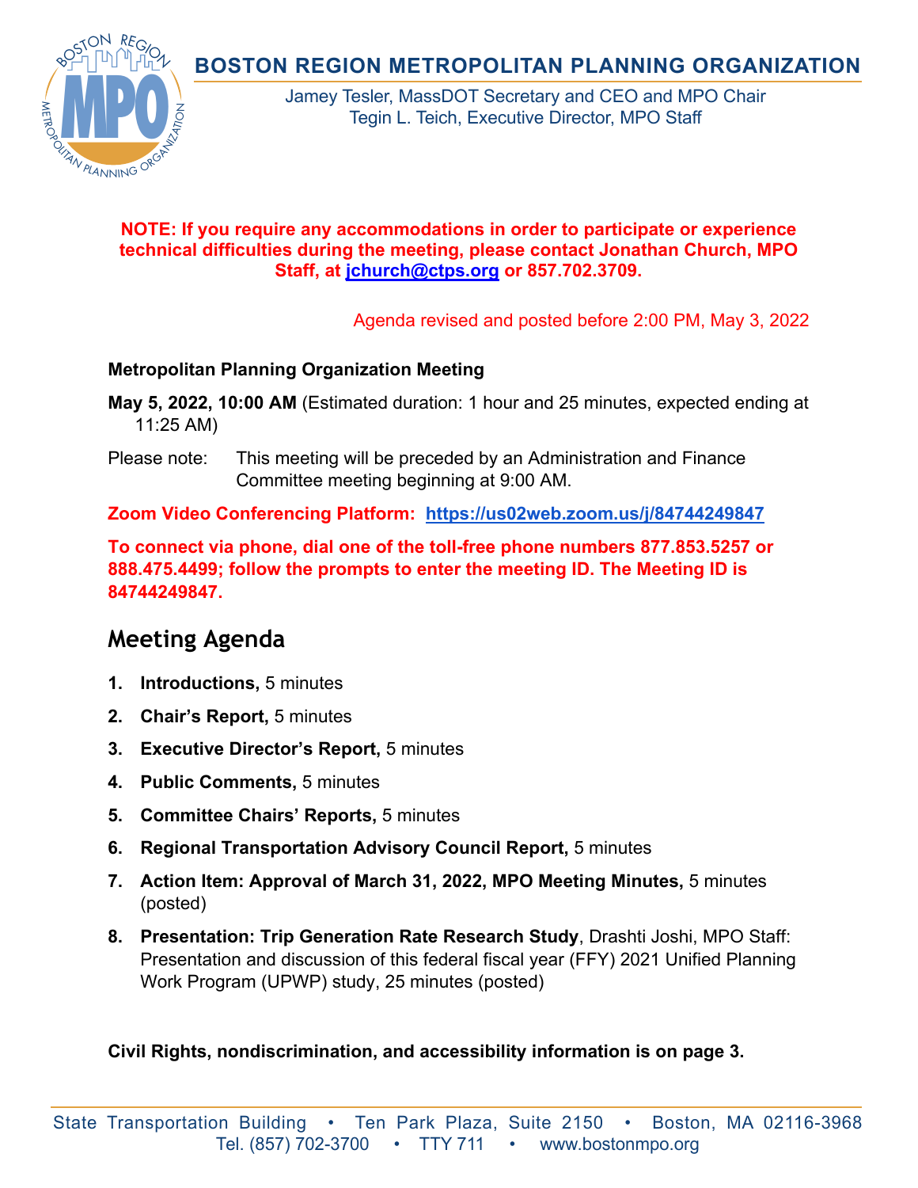# BOSTON REGION METROPOLITAN PLANNING ORGANIZATION

Jamey Tesler, MassDOT Secretary and CEO and MPO Chair
Tegin L. Teich, Executive Director, MPO Staff

**NOTE: If you require any accommodations in order to participate or experience technical difficulties during the meeting, please contact Jonathan Church, MPO Staff, at jchurch@ctps.org or 857.702.3709.**

Agenda revised and posted before 2:00 PM, May 3, 2022

**Metropolitan Planning Organization Meeting**

**May 5, 2022, 10:00 AM** (Estimated duration: 1 hour and 25 minutes, expected ending at 11:25 AM)

Please note: This meeting will be preceded by an Administration and Finance Committee meeting beginning at 9:00 AM.

**Zoom Video Conferencing Platform: https://us02web.zoom.us/j/84744249847**

**To connect via phone, dial one of the toll-free phone numbers 877.853.5257 or 888.475.4499; follow the prompts to enter the meeting ID. The Meeting ID is 84744249847.**

## Meeting Agenda

1. **Introductions,** 5 minutes
2. **Chair's Report,** 5 minutes
3. **Executive Director's Report,** 5 minutes
4. **Public Comments,** 5 minutes
5. **Committee Chairs' Reports,** 5 minutes
6. **Regional Transportation Advisory Council Report,** 5 minutes
7. **Action Item: Approval of March 31, 2022, MPO Meeting Minutes,** 5 minutes (posted)
8. **Presentation: Trip Generation Rate Research Study**, Drashti Joshi, MPO Staff: Presentation and discussion of this federal fiscal year (FFY) 2021 Unified Planning Work Program (UPWP) study, 25 minutes (posted)

**Civil Rights, nondiscrimination, and accessibility information is on page 3.**

State Transportation Building • Ten Park Plaza, Suite 2150 • Boston, MA 02116-3968
Tel. (857) 702-3700 • TTY 711 • www.bostonmpo.org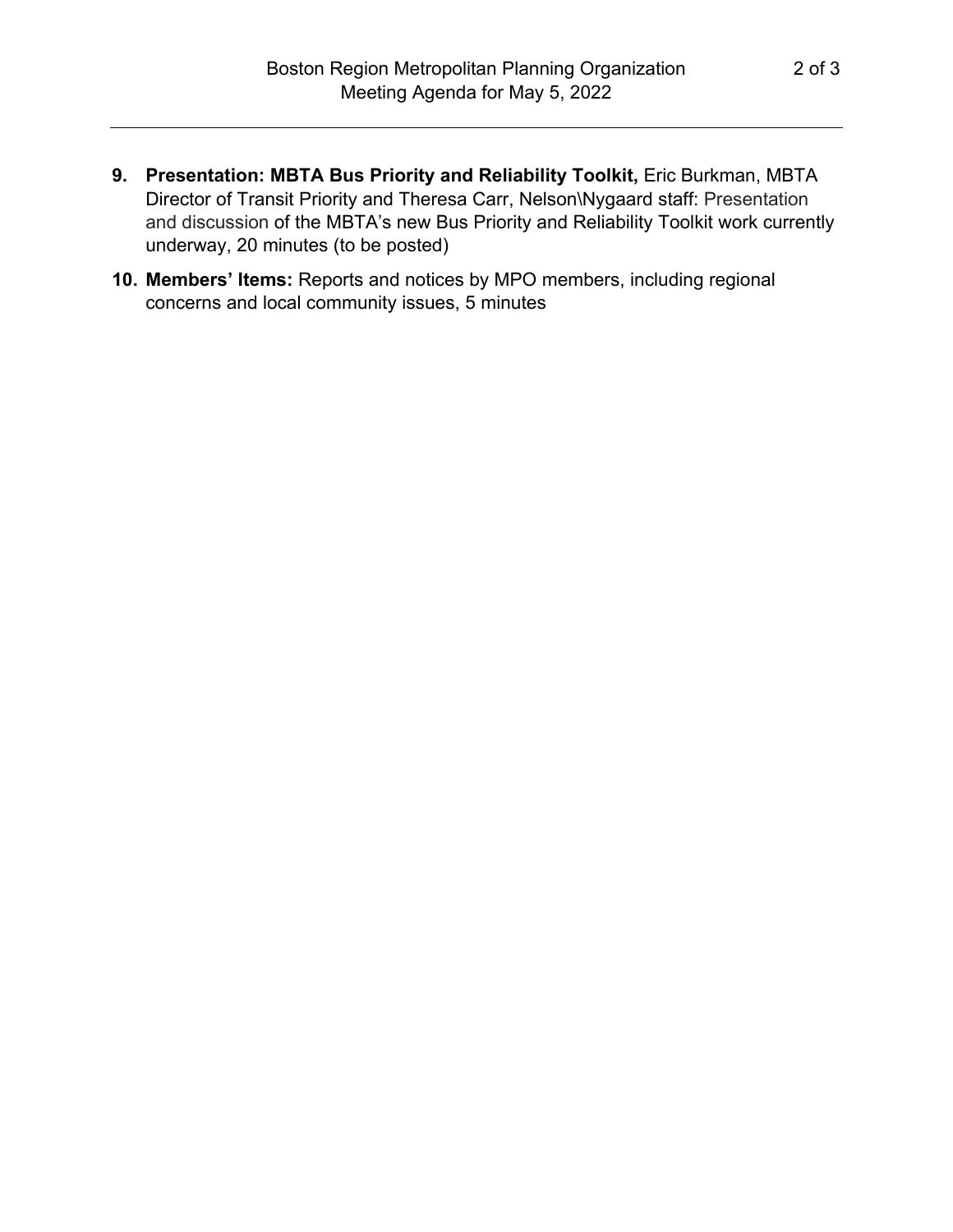9. **Presentation: MBTA Bus Priority and Reliability Toolkit,** Eric Burkman, MBTA Director of Transit Priority and Theresa Carr, Nelson\Nygaard staff: Presentation and discussion of the MBTA's new Bus Priority and Reliability Toolkit work currently underway, 20 minutes (to be posted)

10. **Members' Items:** Reports and notices by MPO members, including regional concerns and local community issues, 5 minutes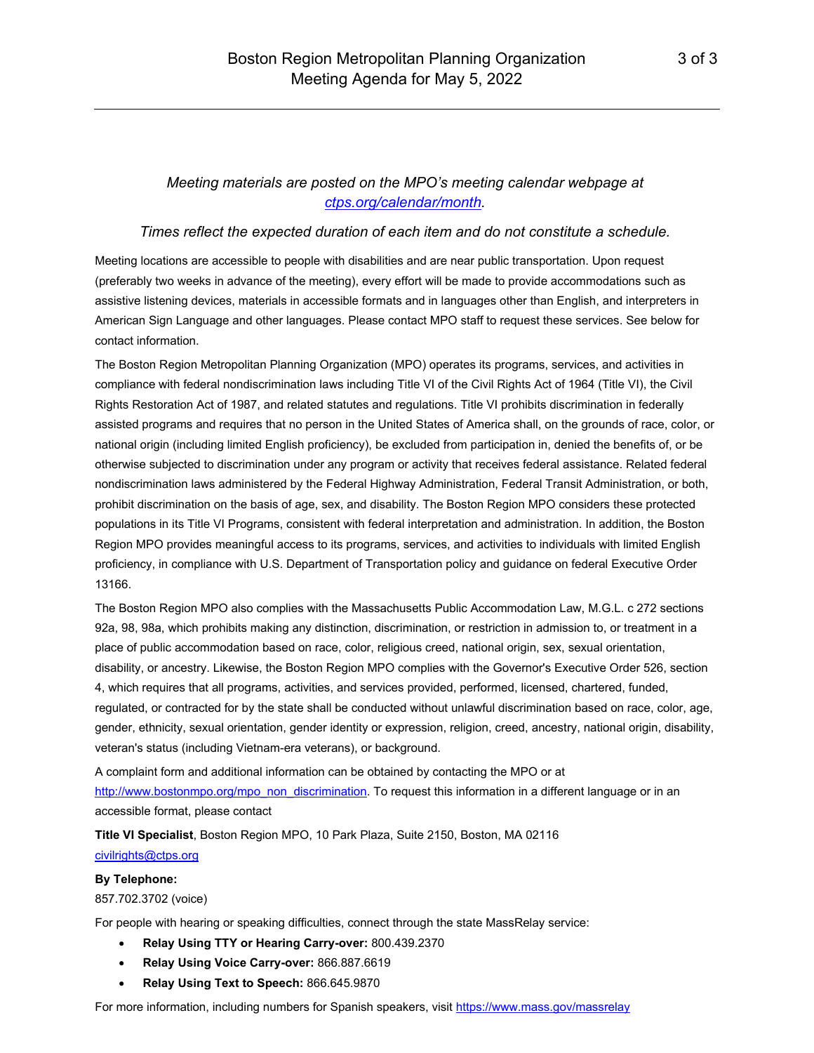*Meeting materials are posted on the MPO's meeting calendar webpage at [ctps.org/calendar/month](ctps.org/calendar/month).*

*Times reflect the expected duration of each item and do not constitute a schedule.*

Meeting locations are accessible to people with disabilities and are near public transportation. Upon request (preferably two weeks in advance of the meeting), every effort will be made to provide accommodations such as assistive listening devices, materials in accessible formats and in languages other than English, and interpreters in American Sign Language and other languages. Please contact MPO staff to request these services. See below for contact information.

The Boston Region Metropolitan Planning Organization (MPO) operates its programs, services, and activities in compliance with federal nondiscrimination laws including Title VI of the Civil Rights Act of 1964 (Title VI), the Civil Rights Restoration Act of 1987, and related statutes and regulations. Title VI prohibits discrimination in federally assisted programs and requires that no person in the United States of America shall, on the grounds of race, color, or national origin (including limited English proficiency), be excluded from participation in, denied the benefits of, or be otherwise subjected to discrimination under any program or activity that receives federal assistance. Related federal nondiscrimination laws administered by the Federal Highway Administration, Federal Transit Administration, or both, prohibit discrimination on the basis of age, sex, and disability. The Boston Region MPO considers these protected populations in its Title VI Programs, consistent with federal interpretation and administration. In addition, the Boston Region MPO provides meaningful access to its programs, services, and activities to individuals with limited English proficiency, in compliance with U.S. Department of Transportation policy and guidance on federal Executive Order 13166.

The Boston Region MPO also complies with the Massachusetts Public Accommodation Law, M.G.L. c 272 sections 92a, 98, 98a, which prohibits making any distinction, discrimination, or restriction in admission to, or treatment in a place of public accommodation based on race, color, religious creed, national origin, sex, sexual orientation, disability, or ancestry. Likewise, the Boston Region MPO complies with the Governor's Executive Order 526, section 4, which requires that all programs, activities, and services provided, performed, licensed, chartered, funded, regulated, or contracted for by the state shall be conducted without unlawful discrimination based on race, color, age, gender, ethnicity, sexual orientation, gender identity or expression, religion, creed, ancestry, national origin, disability, veteran's status (including Vietnam-era veterans), or background.

A complaint form and additional information can be obtained by contacting the MPO or at [http://www.bostonmpo.org/mpo_non_discrimination](http://www.bostonmpo.org/mpo_non_discrimination). To request this information in a different language or in an accessible format, please contact

**Title VI Specialist**, Boston Region MPO, 10 Park Plaza, Suite 2150, Boston, MA 02116
[civilrights@ctps.org](mailto:civilrights@ctps.org)

**By Telephone:**

857.702.3702 (voice)

For people with hearing or speaking difficulties, connect through the state MassRelay service:

- **Relay Using TTY or Hearing Carry-over:** 800.439.2370
- **Relay Using Voice Carry-over:** 866.887.6619
- **Relay Using Text to Speech:** 866.645.9870

For more information, including numbers for Spanish speakers, visit [https://www.mass.gov/massrelay](https://www.mass.gov/massrelay)